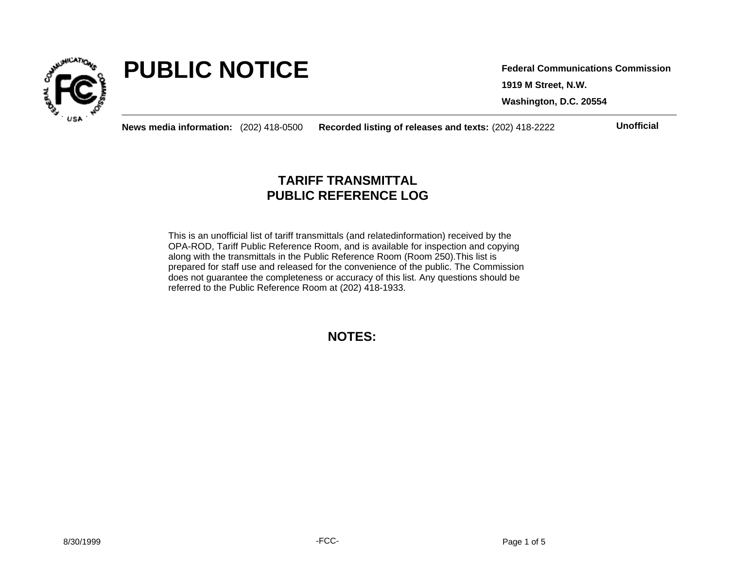# PUBLIC NOTICE

**Federal Communications Commission**

**1919 M Street, N.W.**

**Washington, D.C. 20554**

**News media information:** (202) 418-0500 **Recorded listing of releases and texts:** (202) 418-2222 **Unofficial**

## TARIFF TRANSMITTAL
## PUBLIC REFERENCE LOG

This is an unofficial list of tariff transmittals (and relatedinformation) received by the OPA-ROD, Tariff Public Reference Room, and is available for inspection and copying along with the transmittals in the Public Reference Room (Room 250).This list is prepared for staff use and released for the convenience of the public. The Commission does not guarantee the completeness or accuracy of this list. Any questions should be referred to the Public Reference Room at (202) 418-1933.

## NOTES:

8/30/1999

-FCC-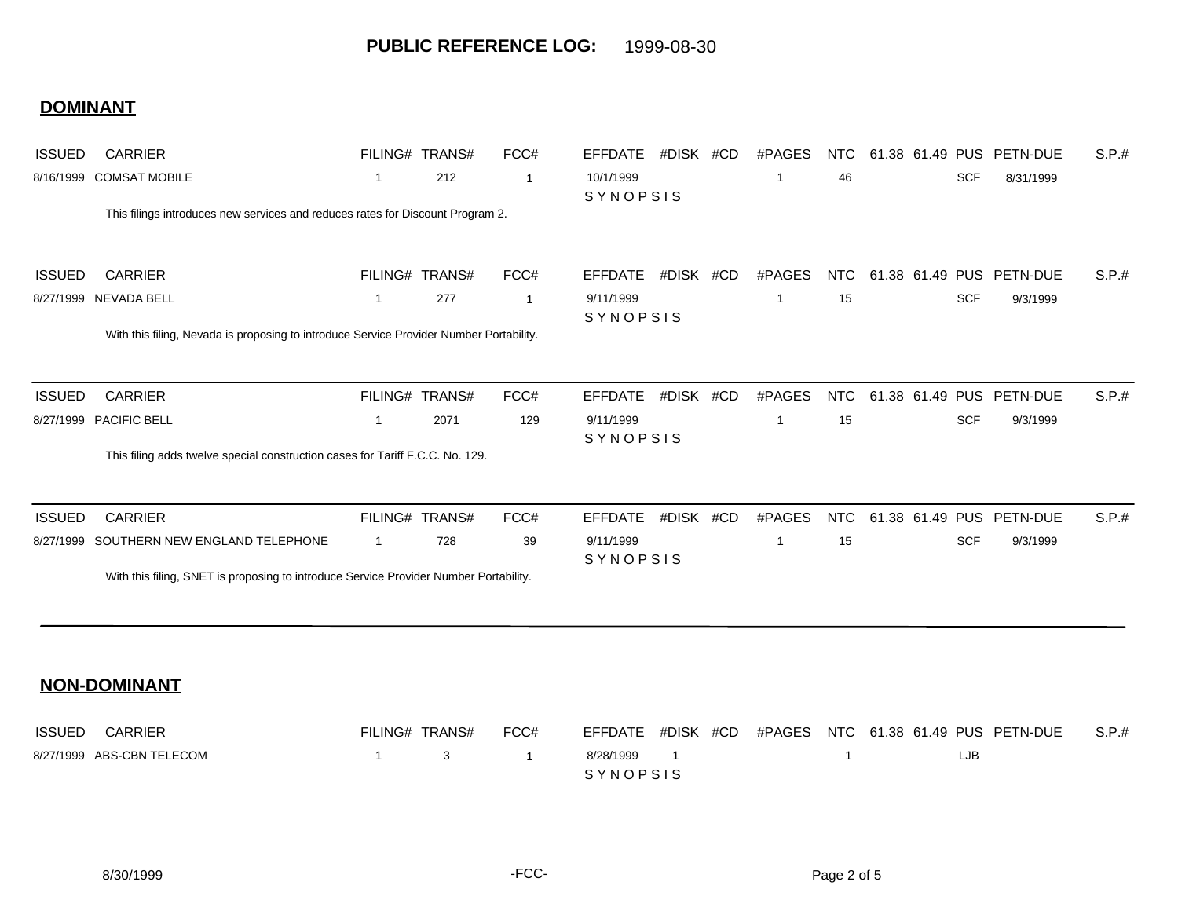**PUBLIC REFERENCE LOG:** 1999-08-30

## DOMINANT

| ISSUED | CARRIER | FILING# | TRANS# | FCC# | EFFDATE | #DISK | #CD | #PAGES | NTC | 61.38 | 61.49 | PUS | PETN-DUE | S.P.# |
|---|---|---|---|---|---|---|---|---|---|---|---|---|---|---|
| 8/16/1999 | COMSAT MOBILE | 1 | 212 | 1 | 10/1/1999 | | | 1 | 46 | | | SCF | 8/31/1999 | |

SYNOPSIS

This filings introduces new services and reduces rates for Discount Program 2.

| ISSUED | CARRIER | FILING# | TRANS# | FCC# | EFFDATE | #DISK | #CD | #PAGES | NTC | 61.38 | 61.49 | PUS | PETN-DUE | S.P.# |
|---|---|---|---|---|---|---|---|---|---|---|---|---|---|---|
| 8/27/1999 | NEVADA BELL | 1 | 277 | 1 | 9/11/1999 | | | 1 | 15 | | | SCF | 9/3/1999 | |

SYNOPSIS

With this filing, Nevada is proposing to introduce Service Provider Number Portability.

| ISSUED | CARRIER | FILING# | TRANS# | FCC# | EFFDATE | #DISK | #CD | #PAGES | NTC | 61.38 | 61.49 | PUS | PETN-DUE | S.P.# |
|---|---|---|---|---|---|---|---|---|---|---|---|---|---|---|
| 8/27/1999 | PACIFIC BELL | 1 | 2071 | 129 | 9/11/1999 | | | 1 | 15 | | | SCF | 9/3/1999 | |

SYNOPSIS

This filing adds twelve special construction cases for Tariff F.C.C. No. 129.

| ISSUED | CARRIER | FILING# | TRANS# | FCC# | EFFDATE | #DISK | #CD | #PAGES | NTC | 61.38 | 61.49 | PUS | PETN-DUE | S.P.# |
|---|---|---|---|---|---|---|---|---|---|---|---|---|---|---|
| 8/27/1999 | SOUTHERN NEW ENGLAND TELEPHONE | 1 | 728 | 39 | 9/11/1999 | | | 1 | 15 | | | SCF | 9/3/1999 | |

SYNOPSIS

With this filing, SNET is proposing to introduce Service Provider Number Portability.

## NON-DOMINANT

| ISSUED | CARRIER | FILING# | TRANS# | FCC# | EFFDATE | #DISK | #CD | #PAGES | NTC | 61.38 | 61.49 | PUS | PETN-DUE | S.P.# |
|---|---|---|---|---|---|---|---|---|---|---|---|---|---|---|
| 8/27/1999 | ABS-CBN TELECOM | 1 | 3 | 1 | 8/28/1999 | 1 | | | 1 | | | LJB | | |

SYNOPSIS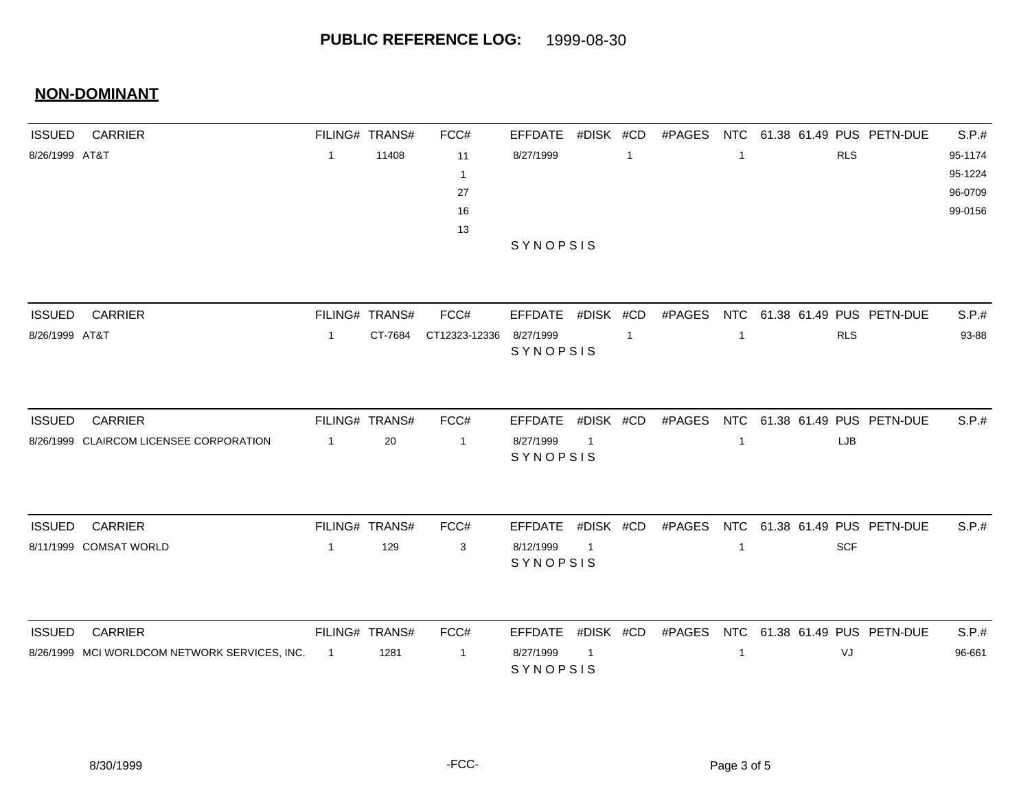**PUBLIC REFERENCE LOG:** 1999-08-30

## NON-DOMINANT

| ISSUED | CARRIER | FILING# | TRANS# | FCC# | EFFDATE | #DISK | #CD | #PAGES | NTC | 61.38 | 61.49 | PUS | PETN-DUE | S.P.# |
|---|---|---|---|---|---|---|---|---|---|---|---|---|---|---|
| 8/26/1999 | AT&T | 1 | 11408 | 11 | 8/27/1999 | | 1 | | 1 | | | RLS | | 95-1174 |
| | | | | 1 | | | | | | | | | | 95-1224 |
| | | | | 27 | | | | | | | | | | 96-0709 |
| | | | | 16 | | | | | | | | | | 99-0156 |
| | | | | 13 | | | | | | | | | | |
| | | | | | SYNOPSIS | | | | | | | | | |

| ISSUED | CARRIER | FILING# | TRANS# | FCC# | EFFDATE | #DISK | #CD | #PAGES | NTC | 61.38 | 61.49 | PUS | PETN-DUE | S.P.# |
|---|---|---|---|---|---|---|---|---|---|---|---|---|---|---|
| 8/26/1999 | AT&T | 1 | CT-7684 | CT12323-12336 | 8/27/1999 | | 1 | | 1 | | | RLS | | 93-88 |
| | | | | | SYNOPSIS | | | | | | | | | |

| ISSUED | CARRIER | FILING# | TRANS# | FCC# | EFFDATE | #DISK | #CD | #PAGES | NTC | 61.38 | 61.49 | PUS | PETN-DUE | S.P.# |
|---|---|---|---|---|---|---|---|---|---|---|---|---|---|---|
| 8/26/1999 | CLAIRCOM LICENSEE CORPORATION | 1 | 20 | 1 | 8/27/1999 | 1 | | | 1 | | | LJB | | |
| | | | | | SYNOPSIS | | | | | | | | | |

| ISSUED | CARRIER | FILING# | TRANS# | FCC# | EFFDATE | #DISK | #CD | #PAGES | NTC | 61.38 | 61.49 | PUS | PETN-DUE | S.P.# |
|---|---|---|---|---|---|---|---|---|---|---|---|---|---|---|
| 8/11/1999 | COMSAT WORLD | 1 | 129 | 3 | 8/12/1999 | 1 | | | 1 | | | SCF | | |
| | | | | | SYNOPSIS | | | | | | | | | |

| ISSUED | CARRIER | FILING# | TRANS# | FCC# | EFFDATE | #DISK | #CD | #PAGES | NTC | 61.38 | 61.49 | PUS | PETN-DUE | S.P.# |
|---|---|---|---|---|---|---|---|---|---|---|---|---|---|---|
| 8/26/1999 | MCI WORLDCOM NETWORK SERVICES, INC. | 1 | 1281 | 1 | 8/27/1999 | 1 | | | 1 | | | VJ | | 96-661 |
| | | | | | SYNOPSIS | | | | | | | | | |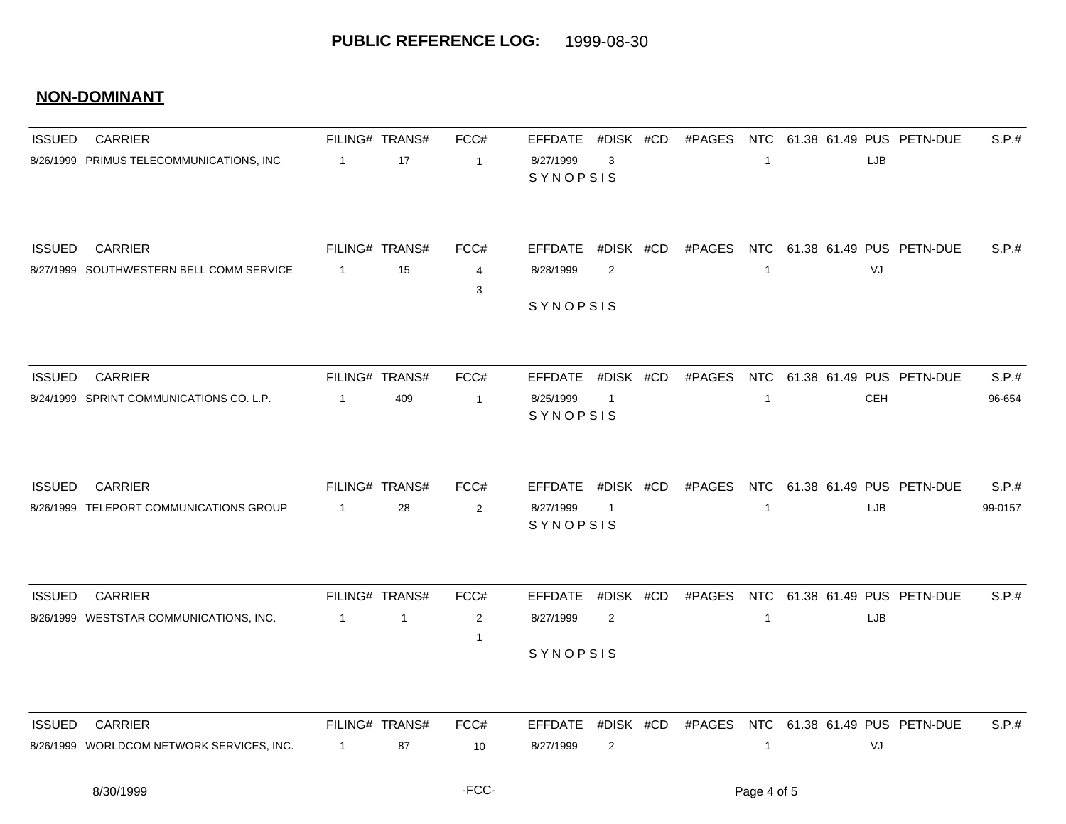**PUBLIC REFERENCE LOG:** 1999-08-30

## NON-DOMINANT

| ISSUED | CARRIER | FILING# | TRANS# | FCC# | EFFDATE | #DISK | #CD | #PAGES | NTC | 61.38 | 61.49 | PUS | PETN-DUE | S.P.# |
|---|---|---|---|---|---|---|---|---|---|---|---|---|---|---|
| 8/26/1999 | PRIMUS TELECOMMUNICATIONS, INC | 1 | 17 | 1 | 8/27/1999 | 3 | | | 1 | | | LJB | | |
| | | | | | SYNOPSIS | | | | | | | | | |

| ISSUED | CARRIER | FILING# | TRANS# | FCC# | EFFDATE | #DISK | #CD | #PAGES | NTC | 61.38 | 61.49 | PUS | PETN-DUE | S.P.# |
|---|---|---|---|---|---|---|---|---|---|---|---|---|---|---|
| 8/27/1999 | SOUTHWESTERN BELL COMM SERVICE | 1 | 15 | 4 | 8/28/1999 | 2 | | | 1 | | | VJ | | |
| | | | | 3 | | | | | | | | | | |
| | | | | | SYNOPSIS | | | | | | | | | |

| ISSUED | CARRIER | FILING# | TRANS# | FCC# | EFFDATE | #DISK | #CD | #PAGES | NTC | 61.38 | 61.49 | PUS | PETN-DUE | S.P.# |
|---|---|---|---|---|---|---|---|---|---|---|---|---|---|---|
| 8/24/1999 | SPRINT COMMUNICATIONS CO. L.P. | 1 | 409 | 1 | 8/25/1999 | 1 | | | 1 | | | CEH | | 96-654 |
| | | | | | SYNOPSIS | | | | | | | | | |

| ISSUED | CARRIER | FILING# | TRANS# | FCC# | EFFDATE | #DISK | #CD | #PAGES | NTC | 61.38 | 61.49 | PUS | PETN-DUE | S.P.# |
|---|---|---|---|---|---|---|---|---|---|---|---|---|---|---|
| 8/26/1999 | TELEPORT COMMUNICATIONS GROUP | 1 | 28 | 2 | 8/27/1999 | 1 | | | 1 | | | LJB | | 99-0157 |
| | | | | | SYNOPSIS | | | | | | | | | |

| ISSUED | CARRIER | FILING# | TRANS# | FCC# | EFFDATE | #DISK | #CD | #PAGES | NTC | 61.38 | 61.49 | PUS | PETN-DUE | S.P.# |
|---|---|---|---|---|---|---|---|---|---|---|---|---|---|---|
| 8/26/1999 | WESTSTAR COMMUNICATIONS, INC. | 1 | 1 | 2 | 8/27/1999 | 2 | | | 1 | | | LJB | | |
| | | | | 1 | | | | | | | | | | |
| | | | | | SYNOPSIS | | | | | | | | | |

| ISSUED | CARRIER | FILING# | TRANS# | FCC# | EFFDATE | #DISK | #CD | #PAGES | NTC | 61.38 | 61.49 | PUS | PETN-DUE | S.P.# |
|---|---|---|---|---|---|---|---|---|---|---|---|---|---|---|
| 8/26/1999 | WORLDCOM NETWORK SERVICES, INC. | 1 | 87 | 10 | 8/27/1999 | 2 | | | 1 | | | VJ | | |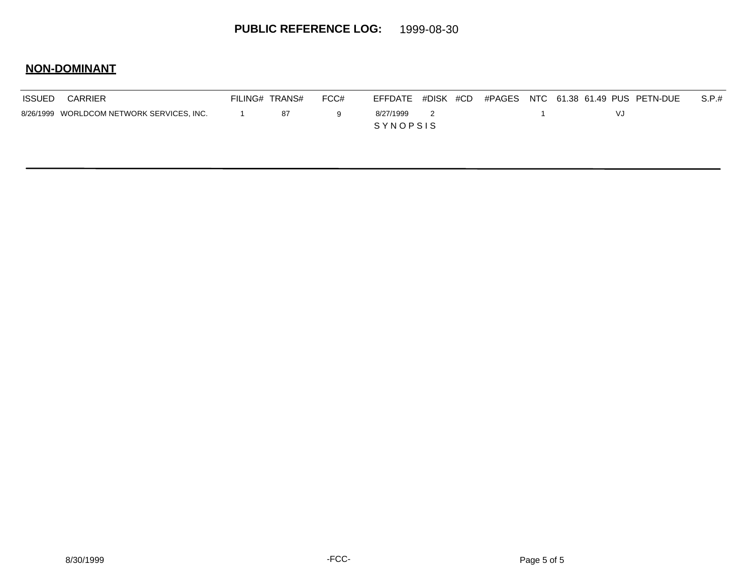**PUBLIC REFERENCE LOG:** 1999-08-30

## NON-DOMINANT

| ISSUED | CARRIER | FILING# | TRANS# | FCC# | EFFDATE | #DISK | #CD | #PAGES | NTC | 61.38 | 61.49 | PUS | PETN-DUE | S.P.# |
|---|---|---|---|---|---|---|---|---|---|---|---|---|---|---|
| 8/26/1999 | WORLDCOM NETWORK SERVICES, INC. | 1 | 87 | 9 | 8/27/1999 | 2 | | | 1 | | | VJ | | |

S Y N O P S I S